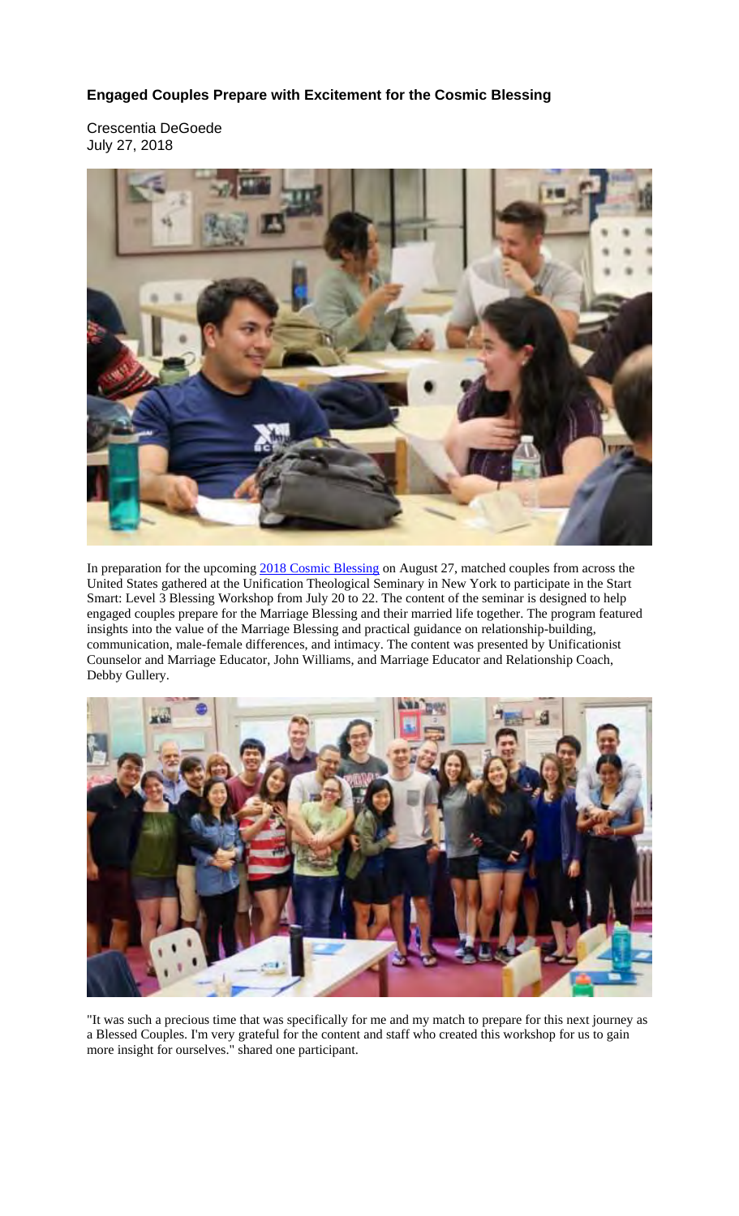**Engaged Couples Prepare with Excitement for the Cosmic Blessing**

Crescentia DeGoede
July 27, 2018

In preparation for the upcoming 2018 Cosmic Blessing on August 27, matched couples from across the United States gathered at the Unification Theological Seminary in New York to participate in the Start Smart: Level 3 Blessing Workshop from July 20 to 22. The content of the seminar is designed to help engaged couples prepare for the Marriage Blessing and their married life together. The program featured insights into the value of the Marriage Blessing and practical guidance on relationship-building, communication, male-female differences, and intimacy. The content was presented by Unificationist Counselor and Marriage Educator, John Williams, and Marriage Educator and Relationship Coach, Debby Gullery.

"It was such a precious time that was specifically for me and my match to prepare for this next journey as a Blessed Couples. I'm very grateful for the content and staff who created this workshop for us to gain more insight for ourselves." shared one participant.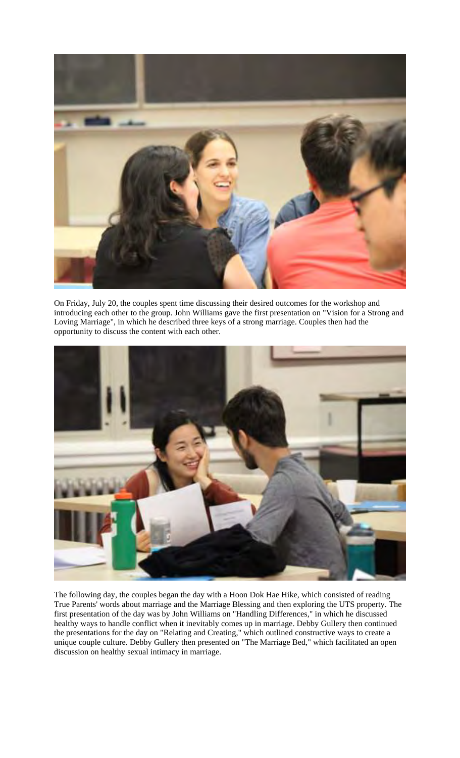On Friday, July 20, the couples spent time discussing their desired outcomes for the workshop and introducing each other to the group. John Williams gave the first presentation on "Vision for a Strong and Loving Marriage", in which he described three keys of a strong marriage. Couples then had the opportunity to discuss the content with each other.

The following day, the couples began the day with a Hoon Dok Hae Hike, which consisted of reading True Parents' words about marriage and the Marriage Blessing and then exploring the UTS property. The first presentation of the day was by John Williams on "Handling Differences," in which he discussed healthy ways to handle conflict when it inevitably comes up in marriage. Debby Gullery then continued the presentations for the day on "Relating and Creating," which outlined constructive ways to create a unique couple culture. Debby Gullery then presented on "The Marriage Bed," which facilitated an open discussion on healthy sexual intimacy in marriage.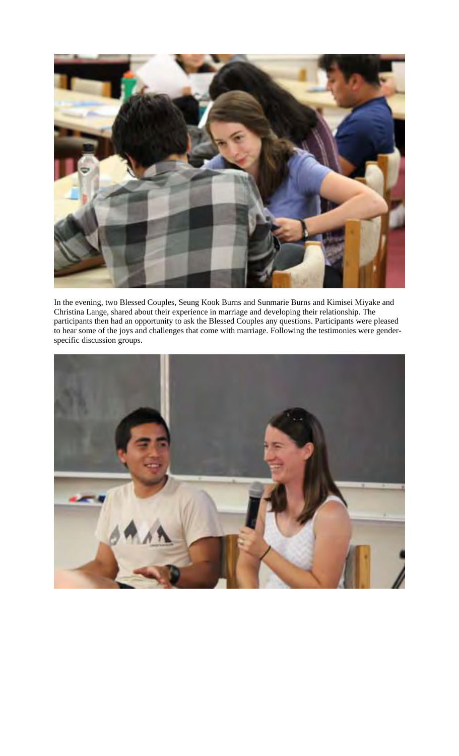In the evening, two Blessed Couples, Seung Kook Burns and Sunmarie Burns and Kimisei Miyake and Christina Lange, shared about their experience in marriage and developing their relationship. The participants then had an opportunity to ask the Blessed Couples any questions. Participants were pleased to hear some of the joys and challenges that come with marriage. Following the testimonies were gender-specific discussion groups.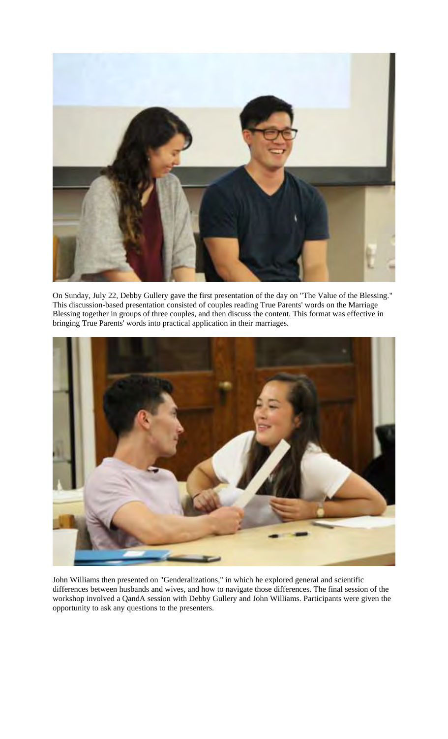On Sunday, July 22, Debby Gullery gave the first presentation of the day on "The Value of the Blessing." This discussion-based presentation consisted of couples reading True Parents' words on the Marriage Blessing together in groups of three couples, and then discuss the content. This format was effective in bringing True Parents' words into practical application in their marriages.

John Williams then presented on "Genderalizations," in which he explored general and scientific differences between husbands and wives, and how to navigate those differences. The final session of the workshop involved a QandA session with Debby Gullery and John Williams. Participants were given the opportunity to ask any questions to the presenters.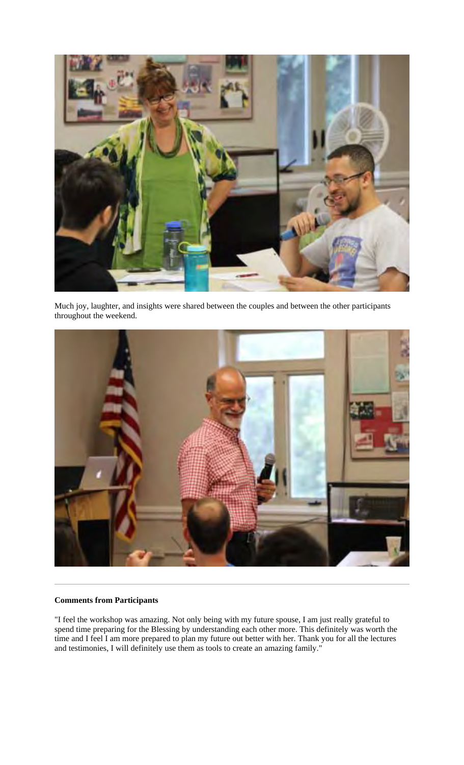Much joy, laughter, and insights were shared between the couples and between the other participants throughout the weekend.

---

**Comments from Participants**

"I feel the workshop was amazing. Not only being with my future spouse, I am just really grateful to spend time preparing for the Blessing by understanding each other more. This definitely was worth the time and I feel I am more prepared to plan my future out better with her. Thank you for all the lectures and testimonies, I will definitely use them as tools to create an amazing family."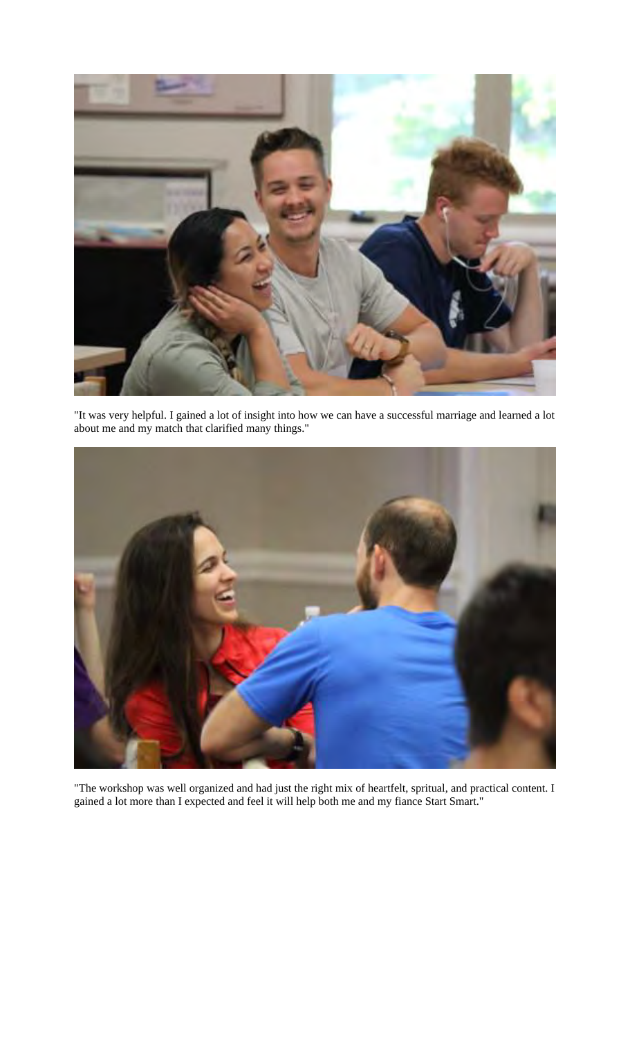"It was very helpful. I gained a lot of insight into how we can have a successful marriage and learned a lot about me and my match that clarified many things."

"The workshop was well organized and had just the right mix of heartfelt, spritual, and practical content. I gained a lot more than I expected and feel it will help both me and my fiance Start Smart."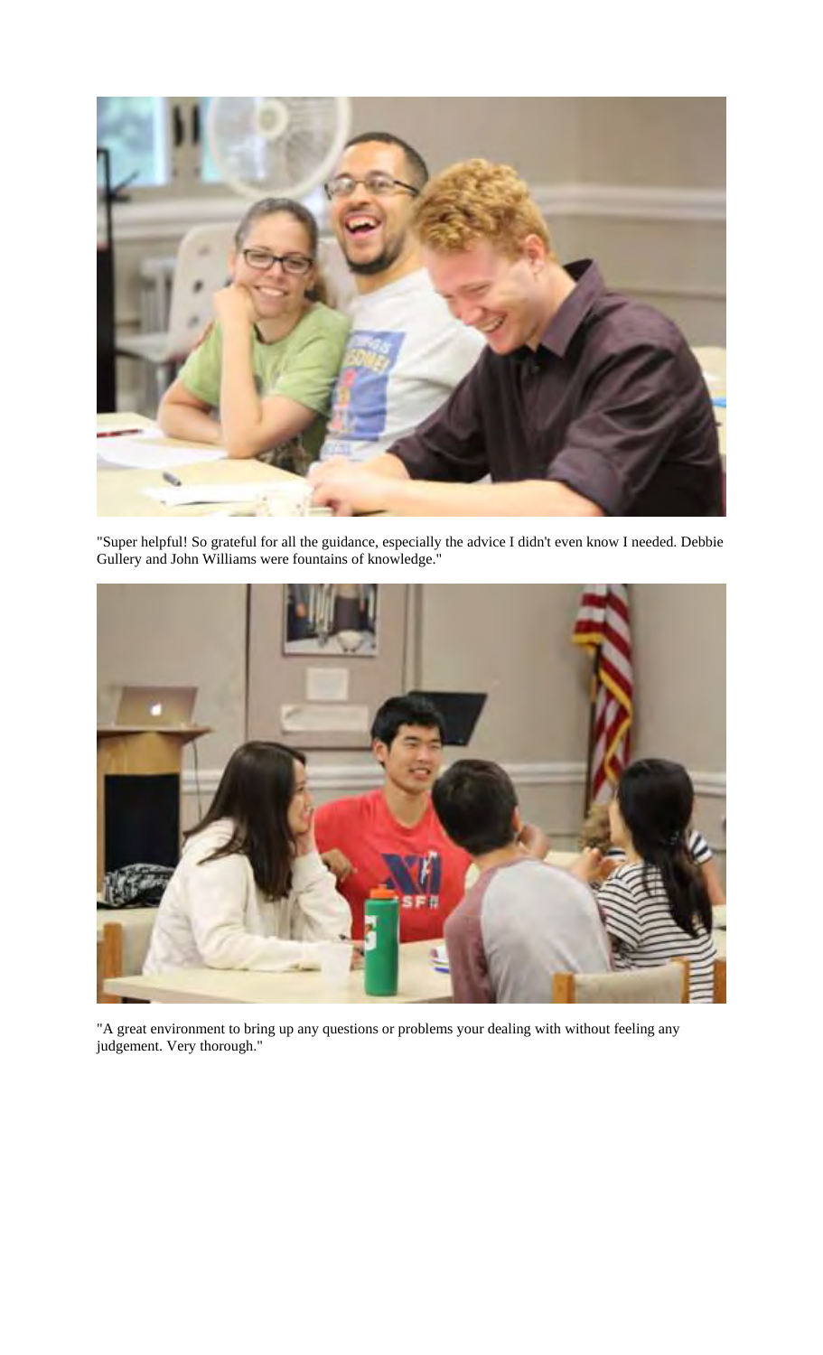"Super helpful! So grateful for all the guidance, especially the advice I didn't even know I needed. Debbie Gullery and John Williams were fountains of knowledge."

"A great environment to bring up any questions or problems your dealing with without feeling any judgement. Very thorough."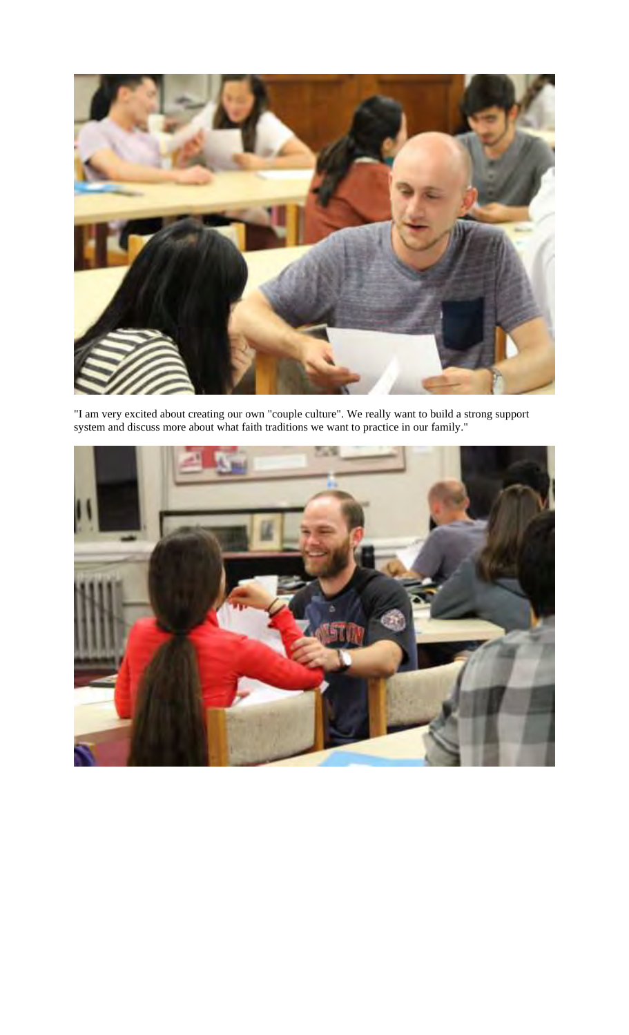"I am very excited about creating our own "couple culture". We really want to build a strong support system and discuss more about what faith traditions we want to practice in our family."